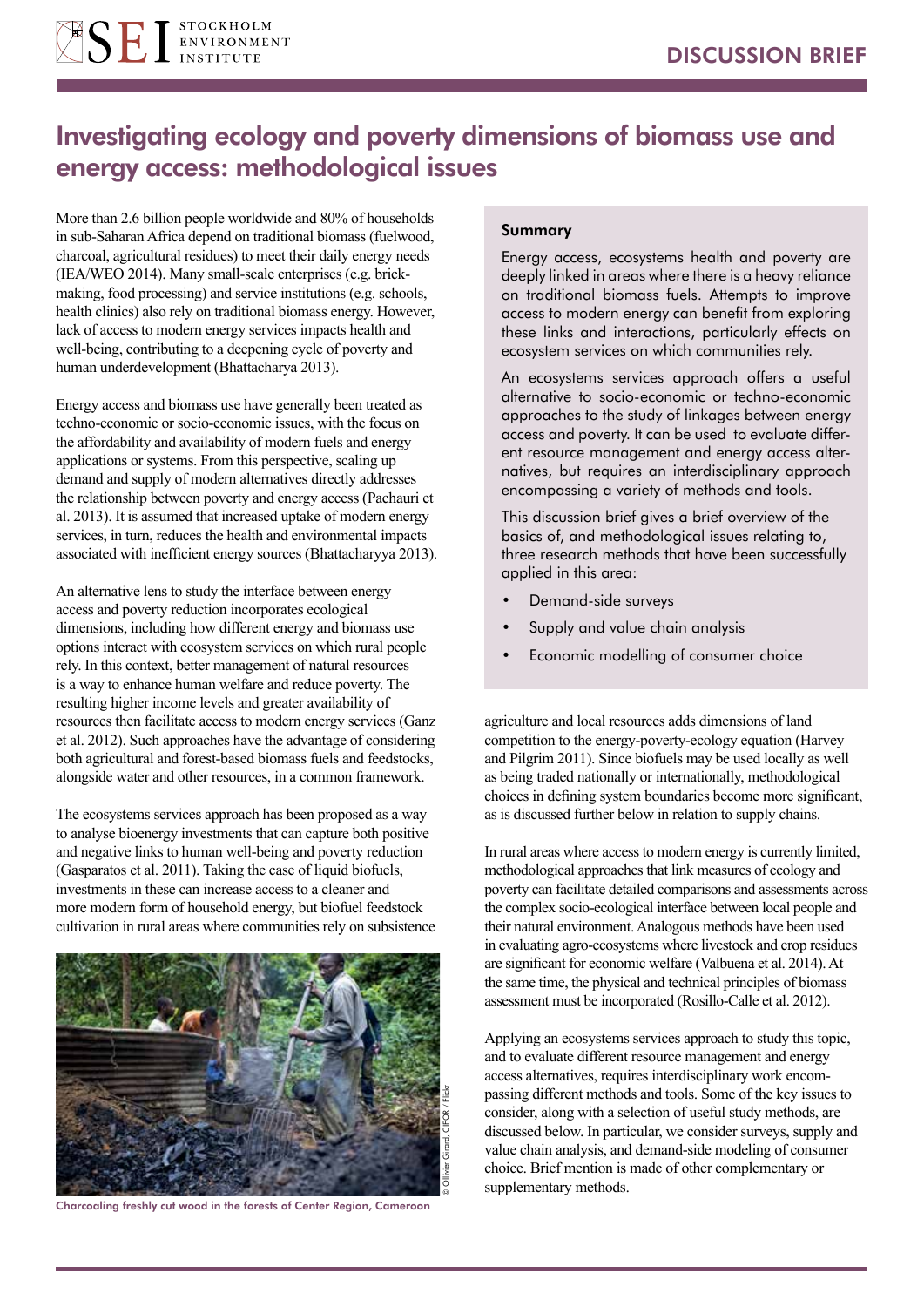DISCUSSION BRIEF

# Investigating ecology and poverty dimensions of biomass use and energy access: methodological issues

More than 2.6 billion people worldwide and 80% of households in sub-Saharan Africa depend on traditional biomass (fuelwood, charcoal, agricultural residues) to meet their daily energy needs (IEA/WEO 2014). Many small-scale enterprises (e.g. brick-making, food processing) and service institutions (e.g. schools, health clinics) also rely on traditional biomass energy. However, lack of access to modern energy services impacts health and well-being, contributing to a deepening cycle of poverty and human underdevelopment (Bhattacharya 2013).

Energy access and biomass use have generally been treated as techno-economic or socio-economic issues, with the focus on the affordability and availability of modern fuels and energy applications or systems. From this perspective, scaling up demand and supply of modern alternatives directly addresses the relationship between poverty and energy access (Pachauri et al. 2013). It is assumed that increased uptake of modern energy services, in turn, reduces the health and environmental impacts associated with inefficient energy sources (Bhattacharyya 2013).

An alternative lens to study the interface between energy access and poverty reduction incorporates ecological dimensions, including how different energy and biomass use options interact with ecosystem services on which rural people rely. In this context, better management of natural resources is a way to enhance human welfare and reduce poverty. The resulting higher income levels and greater availability of resources then facilitate access to modern energy services (Ganz et al. 2012). Such approaches have the advantage of considering both agricultural and forest-based biomass fuels and feedstocks, alongside water and other resources, in a common framework.

The ecosystems services approach has been proposed as a way to analyse bioenergy investments that can capture both positive and negative links to human well-being and poverty reduction (Gasparatos et al. 2011). Taking the case of liquid biofuels, investments in these can increase access to a cleaner and more modern form of household energy, but biofuel feedstock cultivation in rural areas where communities rely on subsistence agriculture and local resources adds dimensions of land competition to the energy-poverty-ecology equation (Harvey and Pilgrim 2011). Since biofuels may be used locally as well as being traded nationally or internationally, methodological choices in defining system boundaries become more significant, as is discussed further below in relation to supply chains.

Charcoaling freshly cut wood in the forests of Center Region, Cameroon

© Olivier Girard, CIFOR / Flickr

> **Summary**
>
> Energy access, ecosystems health and poverty are deeply linked in areas where there is a heavy reliance on traditional biomass fuels. Attempts to improve access to modern energy can benefit from exploring these links and interactions, particularly effects on ecosystem services on which communities rely.
>
> An ecosystems services approach offers a useful alternative to socio-economic or techno-economic approaches to the study of linkages between energy access and poverty. It can be used to evaluate different resource management and energy access alternatives, but requires an interdisciplinary approach encompassing a variety of methods and tools.
>
> This discussion brief gives a brief overview of the basics of, and methodological issues relating to, three research methods that have been successfully applied in this area:
>
> - Demand-side surveys
> - Supply and value chain analysis
> - Economic modelling of consumer choice

In rural areas where access to modern energy is currently limited, methodological approaches that link measures of ecology and poverty can facilitate detailed comparisons and assessments across the complex socio-ecological interface between local people and their natural environment. Analogous methods have been used in evaluating agro-ecosystems where livestock and crop residues are significant for economic welfare (Valbuena et al. 2014). At the same time, the physical and technical principles of biomass assessment must be incorporated (Rosillo-Calle et al. 2012).

Applying an ecosystems services approach to study this topic, and to evaluate different resource management and energy access alternatives, requires interdisciplinary work encompassing different methods and tools. Some of the key issues to consider, along with a selection of useful study methods, are discussed below. In particular, we consider surveys, supply and value chain analysis, and demand-side modeling of consumer choice. Brief mention is made of other complementary or supplementary methods.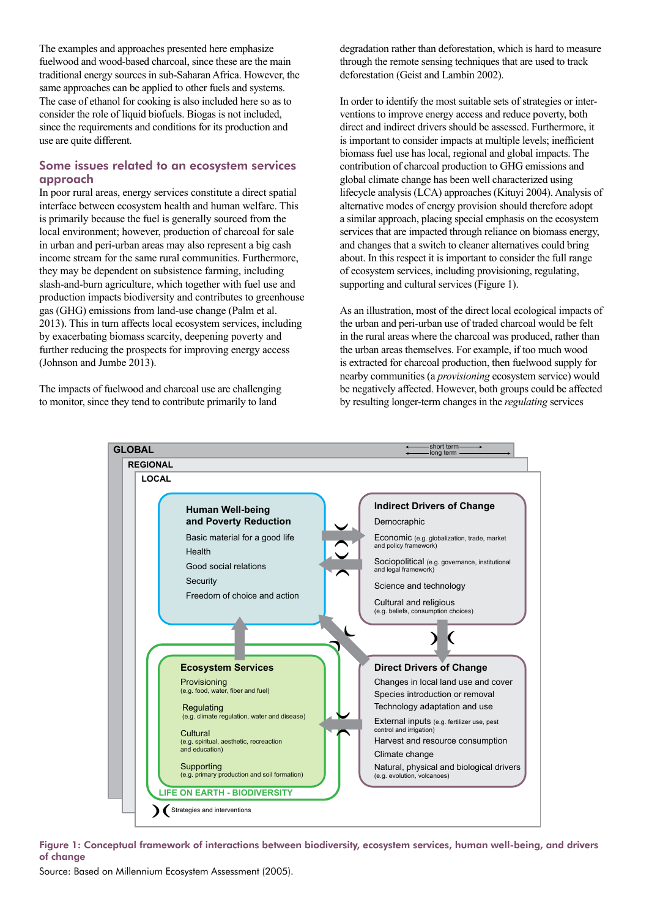The examples and approaches presented here emphasize fuelwood and wood-based charcoal, since these are the main traditional energy sources in sub-Saharan Africa. However, the same approaches can be applied to other fuels and systems. The case of ethanol for cooking is also included here so as to consider the role of liquid biofuels. Biogas is not included, since the requirements and conditions for its production and use are quite different.

## Some issues related to an ecosystem services approach

In poor rural areas, energy services constitute a direct spatial interface between ecosystem health and human welfare. This is primarily because the fuel is generally sourced from the local environment; however, production of charcoal for sale in urban and peri-urban areas may also represent a big cash income stream for the same rural communities. Furthermore, they may be dependent on subsistence farming, including slash-and-burn agriculture, which together with fuel use and production impacts biodiversity and contributes to greenhouse gas (GHG) emissions from land-use change (Palm et al. 2013). This in turn affects local ecosystem services, including by exacerbating biomass scarcity, deepening poverty and further reducing the prospects for improving energy access (Johnson and Jumbe 2013).

The impacts of fuelwood and charcoal use are challenging to monitor, since they tend to contribute primarily to land degradation rather than deforestation, which is hard to measure through the remote sensing techniques that are used to track deforestation (Geist and Lambin 2002).

In order to identify the most suitable sets of strategies or interventions to improve energy access and reduce poverty, both direct and indirect drivers should be assessed. Furthermore, it is important to consider impacts at multiple levels; inefficient biomass fuel use has local, regional and global impacts. The contribution of charcoal production to GHG emissions and global climate change has been well characterized using lifecycle analysis (LCA) approaches (Kituyi 2004). Analysis of alternative modes of energy provision should therefore adopt a similar approach, placing special emphasis on the ecosystem services that are impacted through reliance on biomass energy, and changes that a switch to cleaner alternatives could bring about. In this respect it is important to consider the full range of ecosystem services, including provisioning, regulating, supporting and cultural services (Figure 1).

As an illustration, most of the direct local ecological impacts of the urban and peri-urban use of traded charcoal would be felt in the rural areas where the charcoal was produced, rather than the urban areas themselves. For example, if too much wood is extracted for charcoal production, then fuelwood supply for nearby communities (a *provisioning* ecosystem service) would be negatively affected. However, both groups could be affected by resulting longer-term changes in the *regulating* services

**Figure 1: Conceptual framework of interactions between biodiversity, ecosystem services, human well-being, and drivers of change**

Source: Based on Millennium Ecosystem Assessment (2005).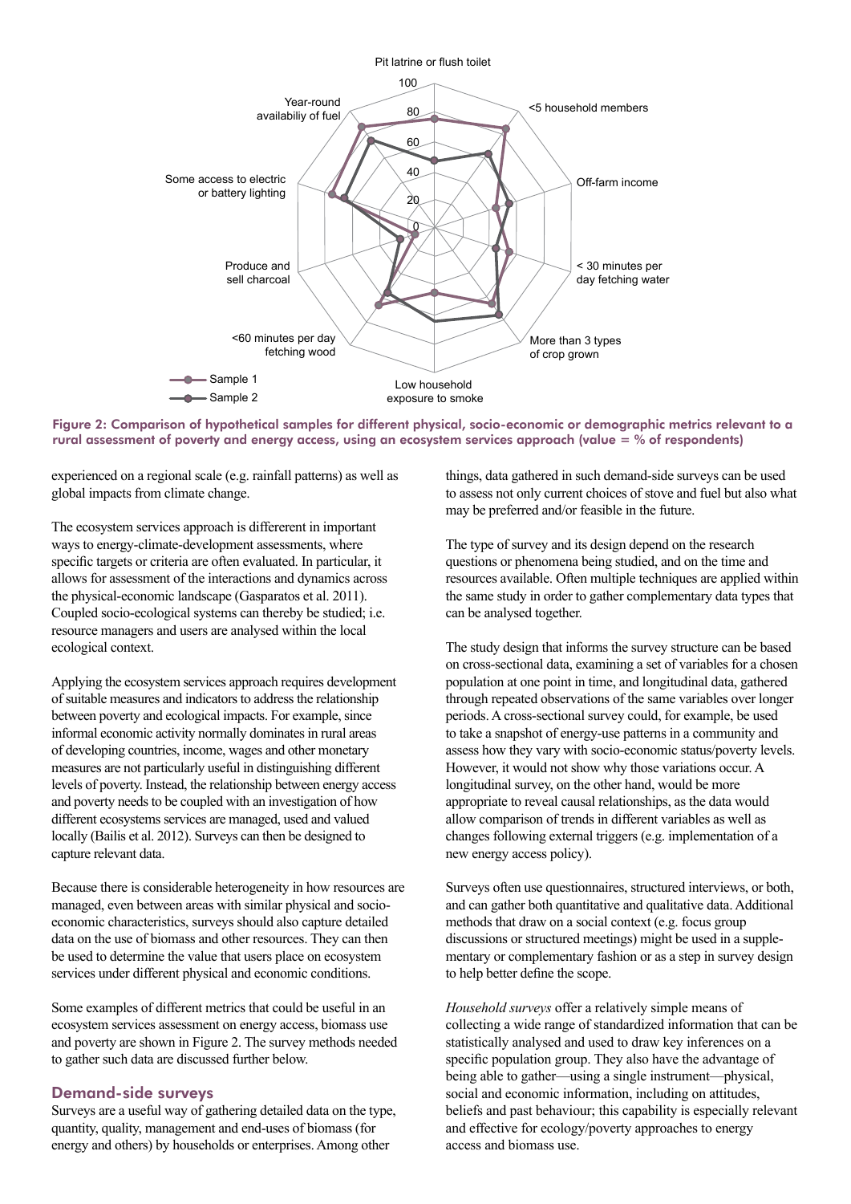Pit latrine or flush toilet

<5 household members

Off-farm income

< 30 minutes per day fetching water

More than 3 types of crop grown

Low household exposure to smoke

<60 minutes per day fetching wood

Produce and sell charcoal

Some access to electric or battery lighting

Year-round availabiliy of fuel

Sample 1

Sample 2

**Figure 2: Comparison of hypothetical samples for different physical, socio-economic or demographic metrics relevant to a rural assessment of poverty and energy access, using an ecosystem services approach (value = % of respondents)**

experienced on a regional scale (e.g. rainfall patterns) as well as global impacts from climate change.

The ecosystem services approach is differerent in important ways to energy-climate-development assessments, where specific targets or criteria are often evaluated. In particular, it allows for assessment of the interactions and dynamics across the physical-economic landscape (Gasparatos et al. 2011). Coupled socio-ecological systems can thereby be studied; i.e. resource managers and users are analysed within the local ecological context.

Applying the ecosystem services approach requires development of suitable measures and indicators to address the relationship between poverty and ecological impacts. For example, since informal economic activity normally dominates in rural areas of developing countries, income, wages and other monetary measures are not particularly useful in distinguishing different levels of poverty. Instead, the relationship between energy access and poverty needs to be coupled with an investigation of how different ecosystems services are managed, used and valued locally (Bailis et al. 2012). Surveys can then be designed to capture relevant data.

Because there is considerable heterogeneity in how resources are managed, even between areas with similar physical and socio-economic characteristics, surveys should also capture detailed data on the use of biomass and other resources. They can then be used to determine the value that users place on ecosystem services under different physical and economic conditions.

Some examples of different metrics that could be useful in an ecosystem services assessment on energy access, biomass use and poverty are shown in Figure 2. The survey methods needed to gather such data are discussed further below.

## Demand-side surveys

Surveys are a useful way of gathering detailed data on the type, quantity, quality, management and end-uses of biomass (for energy and others) by households or enterprises. Among other things, data gathered in such demand-side surveys can be used to assess not only current choices of stove and fuel but also what may be preferred and/or feasible in the future.

The type of survey and its design depend on the research questions or phenomena being studied, and on the time and resources available. Often multiple techniques are applied within the same study in order to gather complementary data types that can be analysed together.

The study design that informs the survey structure can be based on cross-sectional data, examining a set of variables for a chosen population at one point in time, and longitudinal data, gathered through repeated observations of the same variables over longer periods. A cross-sectional survey could, for example, be used to take a snapshot of energy-use patterns in a community and assess how they vary with socio-economic status/poverty levels. However, it would not show why those variations occur. A longitudinal survey, on the other hand, would be more appropriate to reveal causal relationships, as the data would allow comparison of trends in different variables as well as changes following external triggers (e.g. implementation of a new energy access policy).

Surveys often use questionnaires, structured interviews, or both, and can gather both quantitative and qualitative data. Additional methods that draw on a social context (e.g. focus group discussions or structured meetings) might be used in a supplementary or complementary fashion or as a step in survey design to help better define the scope.

*Household surveys* offer a relatively simple means of collecting a wide range of standardized information that can be statistically analysed and used to draw key inferences on a specific population group. They also have the advantage of being able to gather—using a single instrument—physical, social and economic information, including on attitudes, beliefs and past behaviour; this capability is especially relevant and effective for ecology/poverty approaches to energy access and biomass use.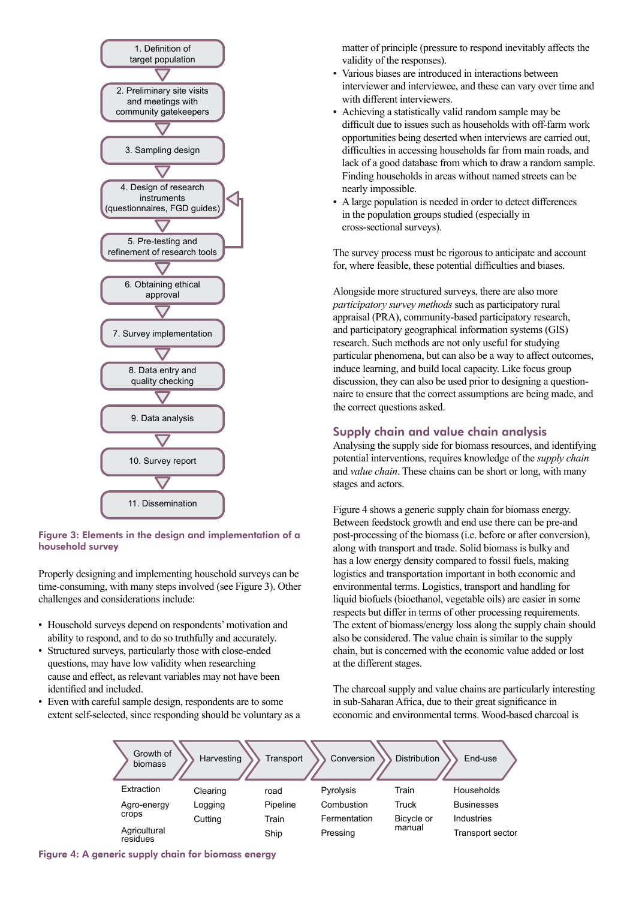1. Definition of target population
2. Preliminary site visits and meetings with community gatekeepers
3. Sampling design
4. Design of research instruments (questionnaires, FGD guides)
5. Pre-testing and refinement of research tools
6. Obtaining ethical approval
7. Survey implementation
8. Data entry and quality checking
9. Data analysis
10. Survey report
11. Dissemination

**Figure 3: Elements in the design and implementation of a household survey**

Properly designing and implementing household surveys can be time-consuming, with many steps involved (see Figure 3). Other challenges and considerations include:

- Household surveys depend on respondents' motivation and ability to respond, and to do so truthfully and accurately.
- Structured surveys, particularly those with close-ended questions, may have low validity when researching cause and effect, as relevant variables may not have been identified and included.
- Even with careful sample design, respondents are to some extent self-selected, since responding should be voluntary as a matter of principle (pressure to respond inevitably affects the validity of the responses).
- Various biases are introduced in interactions between interviewer and interviewee, and these can vary over time and with different interviewers.
- Achieving a statistically valid random sample may be difficult due to issues such as households with off-farm work opportunities being deserted when interviews are carried out, difficulties in accessing households far from main roads, and lack of a good database from which to draw a random sample. Finding households in areas without named streets can be nearly impossible.
- A large population is needed in order to detect differences in the population groups studied (especially in cross-sectional surveys).

The survey process must be rigorous to anticipate and account for, where feasible, these potential difficulties and biases.

Alongside more structured surveys, there are also more *participatory survey methods* such as participatory rural appraisal (PRA), community-based participatory research, and participatory geographical information systems (GIS) research. Such methods are not only useful for studying particular phenomena, but can also be a way to affect outcomes, induce learning, and build local capacity. Like focus group discussion, they can also be used prior to designing a questionnaire to ensure that the correct assumptions are being made, and the correct questions asked.

## Supply chain and value chain analysis

Analysing the supply side for biomass resources, and identifying potential interventions, requires knowledge of the *supply chain* and *value chain*. These chains can be short or long, with many stages and actors.

Figure 4 shows a generic supply chain for biomass energy. Between feedstock growth and end use there can be pre-and post-processing of the biomass (i.e. before or after conversion), along with transport and trade. Solid biomass is bulky and has a low energy density compared to fossil fuels, making logistics and transportation important in both economic and environmental terms. Logistics, transport and handling for liquid biofuels (bioethanol, vegetable oils) are easier in some respects but differ in terms of other processing requirements. The extent of biomass/energy loss along the supply chain should also be considered. The value chain is similar to the supply chain, but is concerned with the economic value added or lost at the different stages.

The charcoal supply and value chains are particularly interesting in sub-Saharan Africa, due to their great significance in economic and environmental terms. Wood-based charcoal is

| Growth of biomass | Harvesting | Transport | Conversion | Distribution | End-use |
|---|---|---|---|---|---|
| Extraction | Clearing | road | Pyrolysis | Train | Households |
| Agro-energy crops | Logging | Pipeline | Combustion | Truck | Businesses |
| Agricultural residues | Cutting | Train | Fermentation | Bicycle or manual | Industries |
| | | Ship | Pressing | | Transport sector |

**Figure 4: A generic supply chain for biomass energy**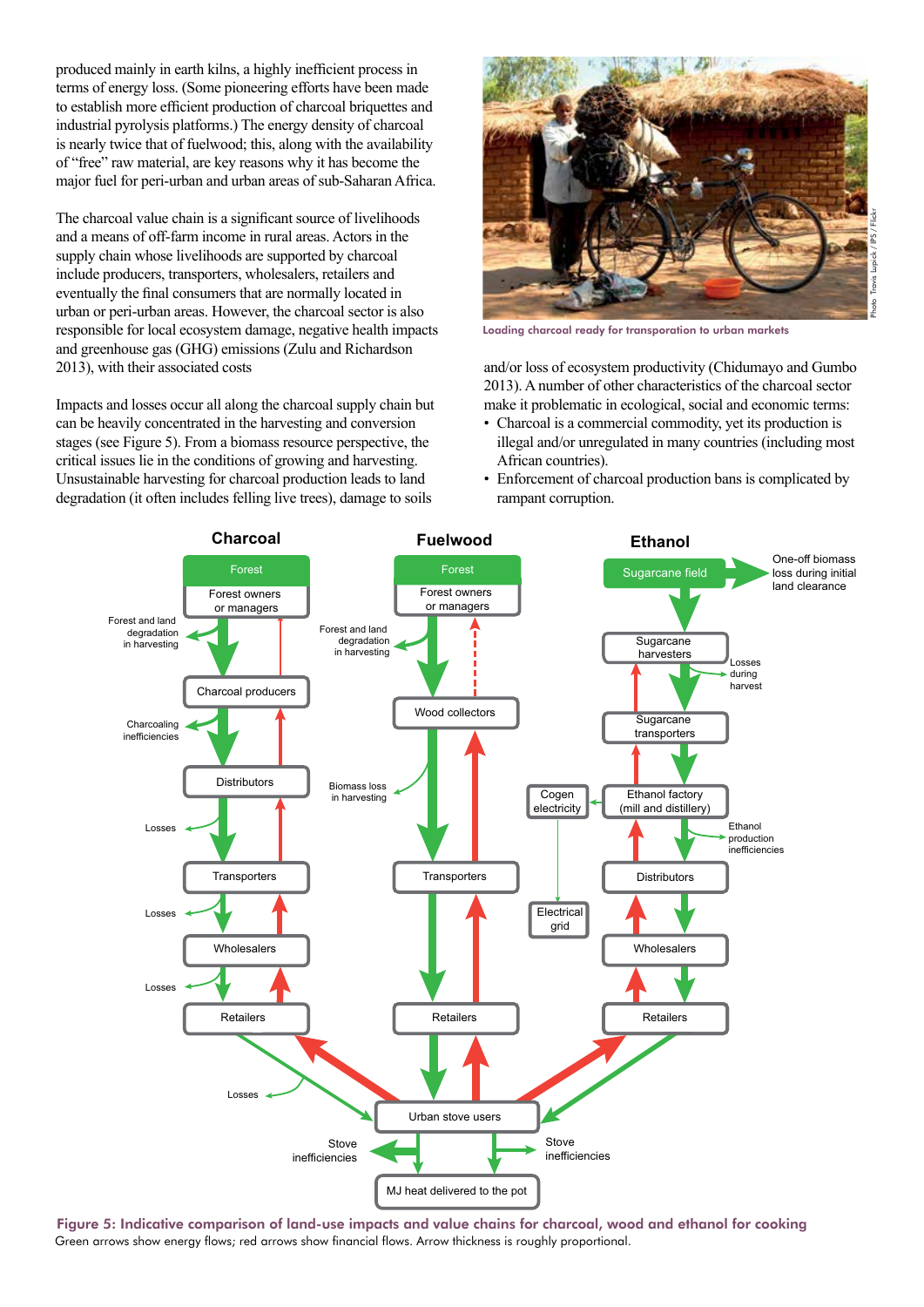produced mainly in earth kilns, a highly inefficient process in terms of energy loss. (Some pioneering efforts have been made to establish more efficient production of charcoal briquettes and industrial pyrolysis platforms.) The energy density of charcoal is nearly twice that of fuelwood; this, along with the availability of "free" raw material, are key reasons why it has become the major fuel for peri-urban and urban areas of sub-Saharan Africa.

The charcoal value chain is a significant source of livelihoods and a means of off-farm income in rural areas. Actors in the supply chain whose livelihoods are supported by charcoal include producers, transporters, wholesalers, retailers and eventually the final consumers that are normally located in urban or peri-urban areas. However, the charcoal sector is also responsible for local ecosystem damage, negative health impacts and greenhouse gas (GHG) emissions (Zulu and Richardson 2013), with their associated costs

Impacts and losses occur all along the charcoal supply chain but can be heavily concentrated in the harvesting and conversion stages (see Figure 5). From a biomass resource perspective, the critical issues lie in the conditions of growing and harvesting. Unsustainable harvesting for charcoal production leads to land degradation (it often includes felling live trees), damage to soils and/or loss of ecosystem productivity (Chidumayo and Gumbo 2013). A number of other characteristics of the charcoal sector make it problematic in ecological, social and economic terms:

- Charcoal is a commercial commodity, yet its production is illegal and/or unregulated in many countries (including most African countries).
- Enforcement of charcoal production bans is complicated by rampant corruption.

Loading charcoal ready for transporation to urban markets

Photo Travis Lupick / IPS / Flickr

**Figure 5: Indicative comparison of land-use impacts and value chains for charcoal, wood and ethanol for cooking**

Green arrows show energy flows; red arrows show financial flows. Arrow thickness is roughly proportional.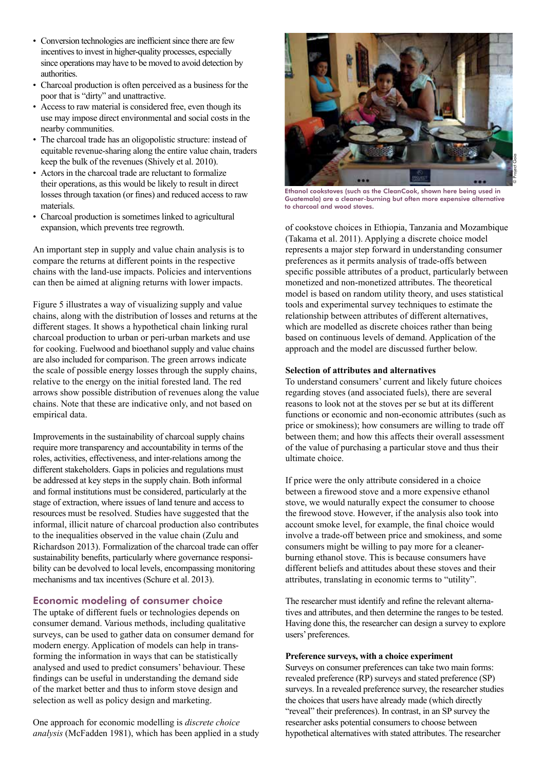- Conversion technologies are inefficient since there are few incentives to invest in higher-quality processes, especially since operations may have to be moved to avoid detection by authorities.
- Charcoal production is often perceived as a business for the poor that is "dirty" and unattractive.
- Access to raw material is considered free, even though its use may impose direct environmental and social costs in the nearby communities.
- The charcoal trade has an oligopolistic structure: instead of equitable revenue-sharing along the entire value chain, traders keep the bulk of the revenues (Shively et al. 2010).
- Actors in the charcoal trade are reluctant to formalize their operations, as this would be likely to result in direct losses through taxation (or fines) and reduced access to raw materials.
- Charcoal production is sometimes linked to agricultural expansion, which prevents tree regrowth.

An important step in supply and value chain analysis is to compare the returns at different points in the respective chains with the land-use impacts. Policies and interventions can then be aimed at aligning returns with lower impacts.

Figure 5 illustrates a way of visualizing supply and value chains, along with the distribution of losses and returns at the different stages. It shows a hypothetical chain linking rural charcoal production to urban or peri-urban markets and use for cooking. Fuelwood and bioethanol supply and value chains are also included for comparison. The green arrows indicate the scale of possible energy losses through the supply chains, relative to the energy on the initial forested land. The red arrows show possible distribution of revenues along the value chains. Note that these are indicative only, and not based on empirical data.

Improvements in the sustainability of charcoal supply chains require more transparency and accountability in terms of the roles, activities, effectiveness, and inter-relations among the different stakeholders. Gaps in policies and regulations must be addressed at key steps in the supply chain. Both informal and formal institutions must be considered, particularly at the stage of extraction, where issues of land tenure and access to resources must be resolved. Studies have suggested that the informal, illicit nature of charcoal production also contributes to the inequalities observed in the value chain (Zulu and Richardson 2013). Formalization of the charcoal trade can offer sustainability benefits, particularly where governance responsibility can be devolved to local levels, encompassing monitoring mechanisms and tax incentives (Schure et al. 2013).

## Economic modeling of consumer choice

The uptake of different fuels or technologies depends on consumer demand. Various methods, including qualitative surveys, can be used to gather data on consumer demand for modern energy. Application of models can help in transforming the information in ways that can be statistically analysed and used to predict consumers' behaviour. These findings can be useful in understanding the demand side of the market better and thus to inform stove design and selection as well as policy design and marketing.

One approach for economic modelling is *discrete choice analysis* (McFadden 1981), which has been applied in a study of cookstove choices in Ethiopia, Tanzania and Mozambique (Takama et al. 2011). Applying a discrete choice model represents a major step forward in understanding consumer preferences as it permits analysis of trade-offs between specific possible attributes of a product, particularly between monetized and non-monetized attributes. The theoretical model is based on random utility theory, and uses statistical tools and experimental survey techniques to estimate the relationship between attributes of different alternatives, which are modelled as discrete choices rather than being based on continuous levels of demand. Application of the approach and the model are discussed further below.

Ethanol cookstoves (such as the CleanCook, shown here being used in Guatemala) are a cleaner-burning but often more expensive alternative to charcoal and wood stoves.

**Selection of attributes and alternatives**

To understand consumers' current and likely future choices regarding stoves (and associated fuels), there are several reasons to look not at the stoves per se but at its different functions or economic and non-economic attributes (such as price or smokiness); how consumers are willing to trade off between them; and how this affects their overall assessment of the value of purchasing a particular stove and thus their ultimate choice.

If price were the only attribute considered in a choice between a firewood stove and a more expensive ethanol stove, we would naturally expect the consumer to choose the firewood stove. However, if the analysis also took into account smoke level, for example, the final choice would involve a trade-off between price and smokiness, and some consumers might be willing to pay more for a cleaner-burning ethanol stove. This is because consumers have different beliefs and attitudes about these stoves and their attributes, translating in economic terms to "utility".

The researcher must identify and refine the relevant alternatives and attributes, and then determine the ranges to be tested. Having done this, the researcher can design a survey to explore users' preferences.

**Preference surveys, with a choice experiment**

Surveys on consumer preferences can take two main forms: revealed preference (RP) surveys and stated preference (SP) surveys. In a revealed preference survey, the researcher studies the choices that users have already made (which directly "reveal" their preferences). In contrast, in an SP survey the researcher asks potential consumers to choose between hypothetical alternatives with stated attributes. The researcher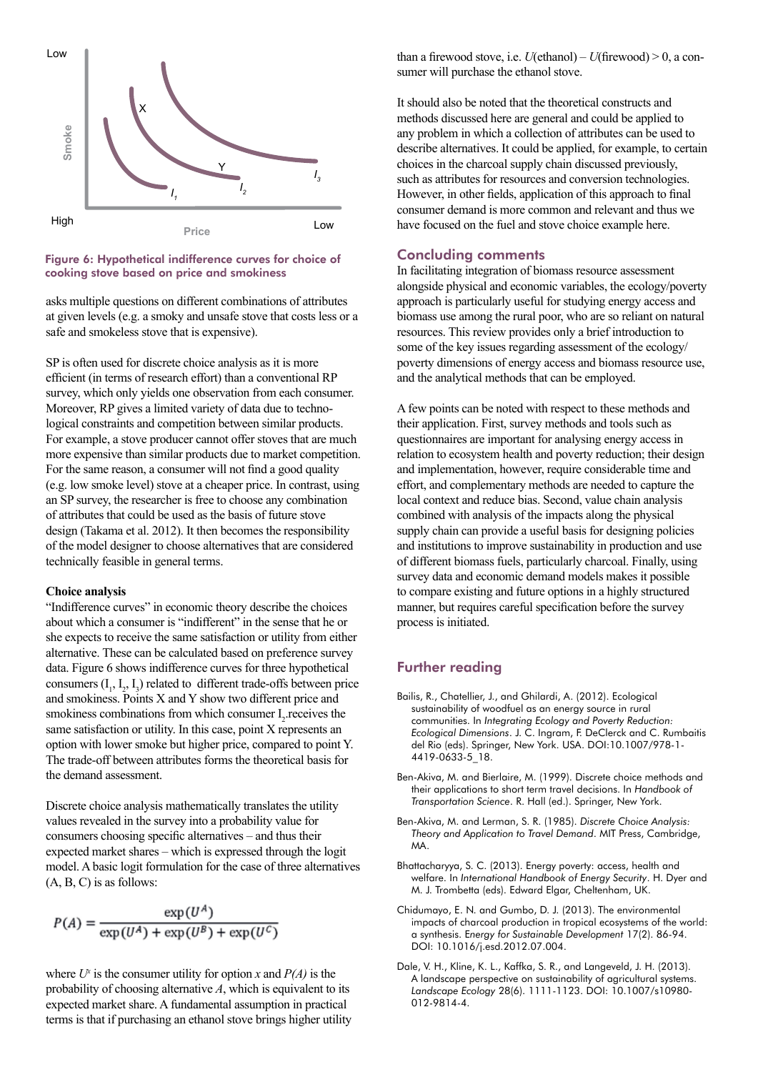Figure 6: Hypothetical indifference curves for choice of cooking stove based on price and smokiness

asks multiple questions on different combinations of attributes at given levels (e.g. a smoky and unsafe stove that costs less or a safe and smokeless stove that is expensive).

SP is often used for discrete choice analysis as it is more efficient (in terms of research effort) than a conventional RP survey, which only yields one observation from each consumer. Moreover, RP gives a limited variety of data due to technological constraints and competition between similar products. For example, a stove producer cannot offer stoves that are much more expensive than similar products due to market competition. For the same reason, a consumer will not find a good quality (e.g. low smoke level) stove at a cheaper price. In contrast, using an SP survey, the researcher is free to choose any combination of attributes that could be used as the basis of future stove design (Takama et al. 2012). It then becomes the responsibility of the model designer to choose alternatives that are considered technically feasible in general terms.

**Choice analysis**

"Indifference curves" in economic theory describe the choices about which a consumer is "indifferent" in the sense that he or she expects to receive the same satisfaction or utility from either alternative. These can be calculated based on preference survey data. Figure 6 shows indifference curves for three hypothetical consumers ($I_1$, $I_2$, $I_3$) related to different trade-offs between price and smokiness. Points X and Y show two different price and smokiness combinations from which consumer $I_2$ receives the same satisfaction or utility. In this case, point X represents an option with lower smoke but higher price, compared to point Y. The trade-off between attributes forms the theoretical basis for the demand assessment.

Discrete choice analysis mathematically translates the utility values revealed in the survey into a probability value for consumers choosing specific alternatives – and thus their expected market shares – which is expressed through the logit model. A basic logit formulation for the case of three alternatives (A, B, C) is as follows:

$$P(A) = \frac{\exp(U^A)}{\exp(U^A) + \exp(U^B) + \exp(U^C)}$$

where $U^x$ is the consumer utility for option $x$ and $P(A)$ is the probability of choosing alternative $A$, which is equivalent to its expected market share. A fundamental assumption in practical terms is that if purchasing an ethanol stove brings higher utility than a firewood stove, i.e. $U(\text{ethanol}) - U(\text{firewood}) > 0$, a consumer will purchase the ethanol stove.

It should also be noted that the theoretical constructs and methods discussed here are general and could be applied to any problem in which a collection of attributes can be used to describe alternatives. It could be applied, for example, to certain choices in the charcoal supply chain discussed previously, such as attributes for resources and conversion technologies. However, in other fields, application of this approach to final consumer demand is more common and relevant and thus we have focused on the fuel and stove choice example here.

## Concluding comments

In facilitating integration of biomass resource assessment alongside physical and economic variables, the ecology/poverty approach is particularly useful for studying energy access and biomass use among the rural poor, who are so reliant on natural resources. This review provides only a brief introduction to some of the key issues regarding assessment of the ecology/poverty dimensions of energy access and biomass resource use, and the analytical methods that can be employed.

A few points can be noted with respect to these methods and their application. First, survey methods and tools such as questionnaires are important for analysing energy access in relation to ecosystem health and poverty reduction; their design and implementation, however, require considerable time and effort, and complementary methods are needed to capture the local context and reduce bias. Second, value chain analysis combined with analysis of the impacts along the physical supply chain can provide a useful basis for designing policies and institutions to improve sustainability in production and use of different biomass fuels, particularly charcoal. Finally, using survey data and economic demand models makes it possible to compare existing and future options in a highly structured manner, but requires careful specification before the survey process is initiated.

## Further reading

Bailis, R., Chatellier, J., and Ghilardi, A. (2012). Ecological sustainability of woodfuel as an energy source in rural communities. In *Integrating Ecology and Poverty Reduction: Ecological Dimensions*. J. C. Ingram, F. DeClerck and C. Rumbaitis del Rio (eds). Springer, New York. USA. DOI:10.1007/978-1-4419-0633-5_18.

Ben-Akiva, M. and Bierlaire, M. (1999). Discrete choice methods and their applications to short term travel decisions. In *Handbook of Transportation Science*. R. Hall (ed.). Springer, New York.

Ben-Akiva, M. and Lerman, S. R. (1985). *Discrete Choice Analysis: Theory and Application to Travel Demand*. MIT Press, Cambridge, MA.

Bhattacharyya, S. C. (2013). Energy poverty: access, health and welfare. In *International Handbook of Energy Security*. H. Dyer and M. J. Trombetta (eds). Edward Elgar, Cheltenham, UK.

Chidumayo, E. N. and Gumbo, D. J. (2013). The environmental impacts of charcoal production in tropical ecosystems of the world: a synthesis. *Energy for Sustainable Development* 17(2). 86-94. DOI: 10.1016/j.esd.2012.07.004.

Dale, V. H., Kline, K. L., Kaffka, S. R., and Langeveld, J. H. (2013). A landscape perspective on sustainability of agricultural systems. *Landscape Ecology* 28(6). 1111-1123. DOI: 10.1007/s10980-012-9814-4.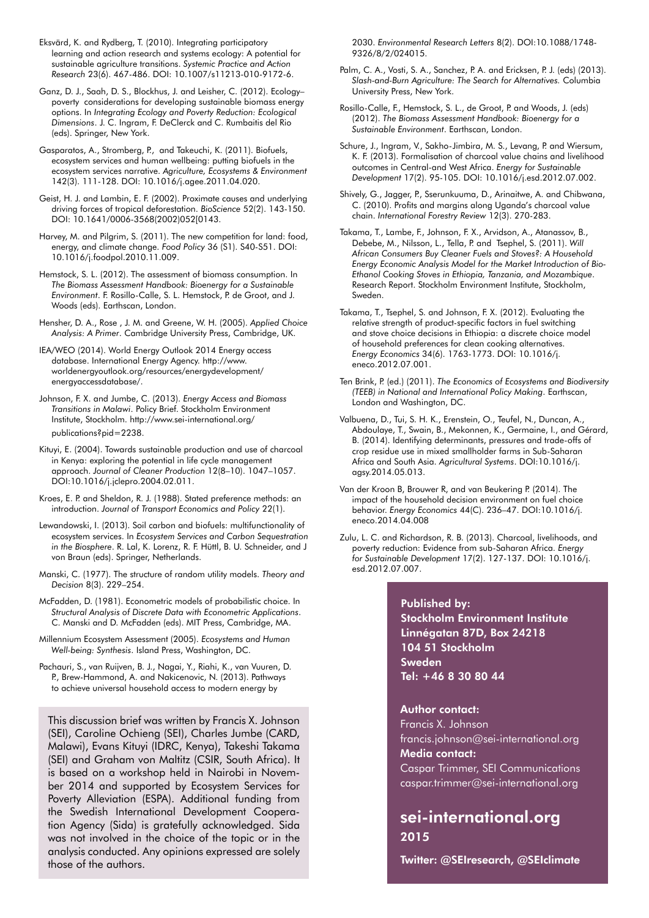Eksvärd, K. and Rydberg, T. (2010). Integrating participatory learning and action research and systems ecology: A potential for sustainable agriculture transitions. *Systemic Practice and Action Research* 23(6). 467-486. DOI: 10.1007/s11213-010-9172-6.

Ganz, D. J., Saah, D. S., Blockhus, J. and Leisher, C. (2012). Ecology–poverty considerations for developing sustainable biomass energy options. In *Integrating Ecology and Poverty Reduction: Ecological Dimensions*. J. C. Ingram, F. DeClerck and C. Rumbaitis del Rio (eds). Springer, New York.

Gasparatos, A., Stromberg, P., and Takeuchi, K. (2011). Biofuels, ecosystem services and human wellbeing: putting biofuels in the ecosystem services narrative. *Agriculture, Ecosystems & Environment* 142(3). 111-128. DOI: 10.1016/j.agee.2011.04.020.

Geist, H. J. and Lambin, E. F. (2002). Proximate causes and underlying driving forces of tropical deforestation. *BioScience* 52(2). 143-150. DOI: 10.1641/0006-3568(2002)052[0143.

Harvey, M. and Pilgrim, S. (2011). The new competition for land: food, energy, and climate change. *Food Policy* 36 (S1). S40-S51. DOI: 10.1016/j.foodpol.2010.11.009.

Hemstock, S. L. (2012). The assessment of biomass consumption. In *The Biomass Assessment Handbook: Bioenergy for a Sustainable Environment*. F. Rosillo-Calle, S. L. Hemstock, P. de Groot, and J. Woods (eds). Earthscan, London.

Hensher, D. A., Rose , J. M. and Greene, W. H. (2005). *Applied Choice Analysis: A Primer*. Cambridge University Press, Cambridge, UK.

IEA/WEO (2014). World Energy Outlook 2014 Energy access database. International Energy Agency. http://www.worldenergyoutlook.org/resources/energydevelopment/energyaccessdatabase/.

Johnson, F. X. and Jumbe, C. (2013). *Energy Access and Biomass Transitions in Malawi*. Policy Brief. Stockholm Environment Institute, Stockholm. http://www.sei-international.org/publications?pid=2238.

Kituyi, E. (2004). Towards sustainable production and use of charcoal in Kenya: exploring the potential in life cycle management approach. *Journal of Cleaner Production* 12(8–10). 1047–1057. DOI:10.1016/j.jclepro.2004.02.011.

Kroes, E. P. and Sheldon, R. J. (1988). Stated preference methods: an introduction. *Journal of Transport Economics and Policy* 22(1).

Lewandowski, I. (2013). Soil carbon and biofuels: multifunctionality of ecosystem services. In *Ecosystem Services and Carbon Sequestration in the Biosphere*. R. Lal, K. Lorenz, R. F. Hüttl, B. U. Schneider, and J von Braun (eds). Springer, Netherlands.

Manski, C. (1977). The structure of random utility models. *Theory and Decision* 8(3). 229–254.

McFadden, D. (1981). Econometric models of probabilistic choice. In *Structural Analysis of Discrete Data with Econometric Applications*. C. Manski and D. McFadden (eds). MIT Press, Cambridge, MA.

Millennium Ecosystem Assessment (2005). *Ecosystems and Human Well-being: Synthesis*. Island Press, Washington, DC.

Pachauri, S., van Ruijven, B. J., Nagai, Y., Riahi, K., van Vuuren, D. P., Brew-Hammond, A. and Nakicenovic, N. (2013). Pathways to achieve universal household access to modern energy by 2030. *Environmental Research Letters* 8(2). DOI:10.1088/1748-9326/8/2/024015.

Palm, C. A., Vosti, S. A., Sanchez, P. A. and Ericksen, P. J. (eds) (2013). *Slash-and-Burn Agriculture: The Search for Alternatives.* Columbia University Press, New York.

Rosillo-Calle, F., Hemstock, S. L., de Groot, P. and Woods, J. (eds) (2012). *The Biomass Assessment Handbook: Bioenergy for a Sustainable Environment*. Earthscan, London.

Schure, J., Ingram, V., Sakho-Jimbira, M. S., Levang, P. and Wiersum, K. F. (2013). Formalisation of charcoal value chains and livelihood outcomes in Central-and West Africa. *Energy for Sustainable Development* 17(2). 95-105. DOI: 10.1016/j.esd.2012.07.002.

Shively, G., Jagger, P., Sserunkuuma, D., Arinaitwe, A. and Chibwana, C. (2010). Profits and margins along Uganda's charcoal value chain. *International Forestry Review* 12(3). 270-283.

Takama, T., Lambe, F., Johnson, F. X., Arvidson, A., Atanassov, B., Debebe, M., Nilsson, L., Tella, P. and Tsephel, S. (2011). *Will African Consumers Buy Cleaner Fuels and Stoves?: A Household Energy Economic Analysis Model for the Market Introduction of Bio-Ethanol Cooking Stoves in Ethiopia, Tanzania, and Mozambique*. Research Report. Stockholm Environment Institute, Stockholm, Sweden.

Takama, T., Tsephel, S. and Johnson, F. X. (2012). Evaluating the relative strength of product-specific factors in fuel switching and stove choice decisions in Ethiopia: a discrete choice model of household preferences for clean cooking alternatives. *Energy Economics* 34(6). 1763-1773. DOI: 10.1016/j.eneco.2012.07.001.

Ten Brink, P. (ed.) (2011). *The Economics of Ecosystems and Biodiversity (TEEB) in National and International Policy Making*. Earthscan, London and Washington, DC.

Valbuena, D., Tui, S. H. K., Erenstein, O., Teufel, N., Duncan, A., Abdoulaye, T., Swain, B., Mekonnen, K., Germaine, I., and Gérard, B. (2014). Identifying determinants, pressures and trade-offs of crop residue use in mixed smallholder farms in Sub-Saharan Africa and South Asia. *Agricultural Systems*. DOI:10.1016/j.agsy.2014.05.013.

Van der Kroon B, Brouwer R, and van Beukering P. (2014). The impact of the household decision environment on fuel choice behavior. *Energy Economics* 44(C). 236–47. DOI:10.1016/j.eneco.2014.04.008

Zulu, L. C. and Richardson, R. B. (2013). Charcoal, livelihoods, and poverty reduction: Evidence from sub-Saharan Africa. *Energy for Sustainable Development* 17(2). 127-137. DOI: 10.1016/j.esd.2012.07.007.

This discussion brief was written by Francis X. Johnson (SEI), Caroline Ochieng (SEI), Charles Jumbe (CARD, Malawi), Evans Kituyi (IDRC, Kenya), Takeshi Takama (SEI) and Graham von Maltitz (CSIR, South Africa). It is based on a workshop held in Nairobi in November 2014 and supported by Ecosystem Services for Poverty Alleviation (ESPA). Additional funding from the Swedish International Development Cooperation Agency (Sida) is gratefully acknowledged. Sida was not involved in the choice of the topic or in the analysis conducted. Any opinions expressed are solely those of the authors.

**Published by:**
**Stockholm Environment Institute**
**Linnégatan 87D, Box 24218**
**104 51 Stockholm**
**Sweden**
**Tel: +46 8 30 80 44**

**Author contact:**
Francis X. Johnson
francis.johnson@sei-international.org

**Media contact:**
Caspar Trimmer, SEI Communications
caspar.trimmer@sei-international.org

**sei-international.org**
**2015**

**Twitter: @SEIresearch, @SEIclimate**